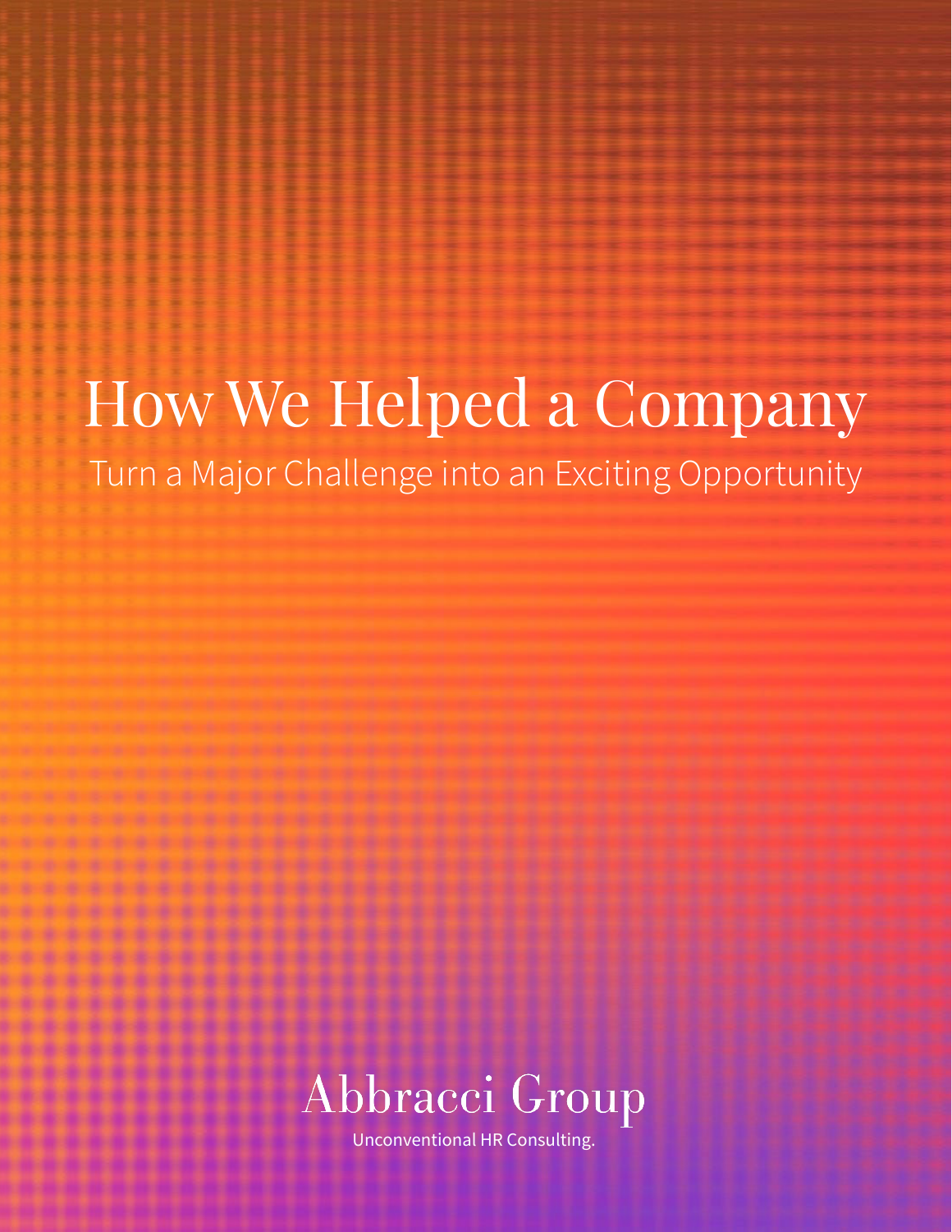# How We Helped a Company

## Turn a Major Challenge into an Exciting Opportunity

Abbracci Group

Unconventional HR Consulting.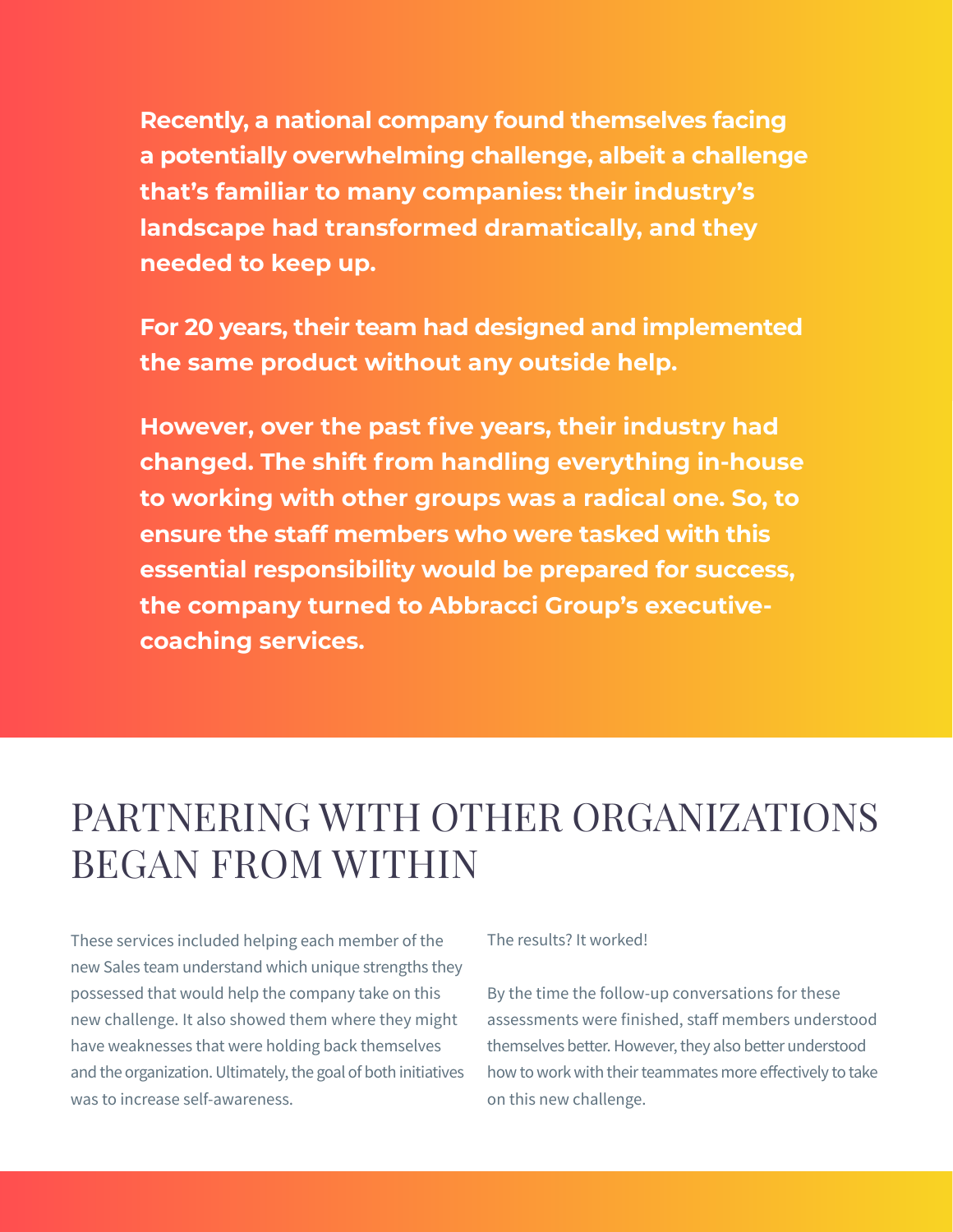**Recently, a national company found themselves facing a potentially overwhelming challenge, albeit a challenge that's familiar to many companies: their industry's landscape had transformed dramatically, and they needed to keep up.**

**For 20 years, their team had designed and implemented the same product without any outside help.**

**However, over the past five years, their industry had changed. The shift from handling everything in-house to working with other groups was a radical one. So, to ensure the staff members who were tasked with this essential responsibility would be prepared for success, the company turned to Abbracci Group's executive-coaching services.**

# PARTNERING WITH OTHER ORGANIZATIONS BEGAN FROM WITHIN

These services included helping each member of the new Sales team understand which unique strengths they possessed that would help the company take on this new challenge. It also showed them where they might have weaknesses that were holding back themselves and the organization. Ultimately, the goal of both initiatives was to increase self-awareness.

The results? It worked!

By the time the follow-up conversations for these assessments were finished, staff members understood themselves better. However, they also better understood how to work with their teammates more effectively to take on this new challenge.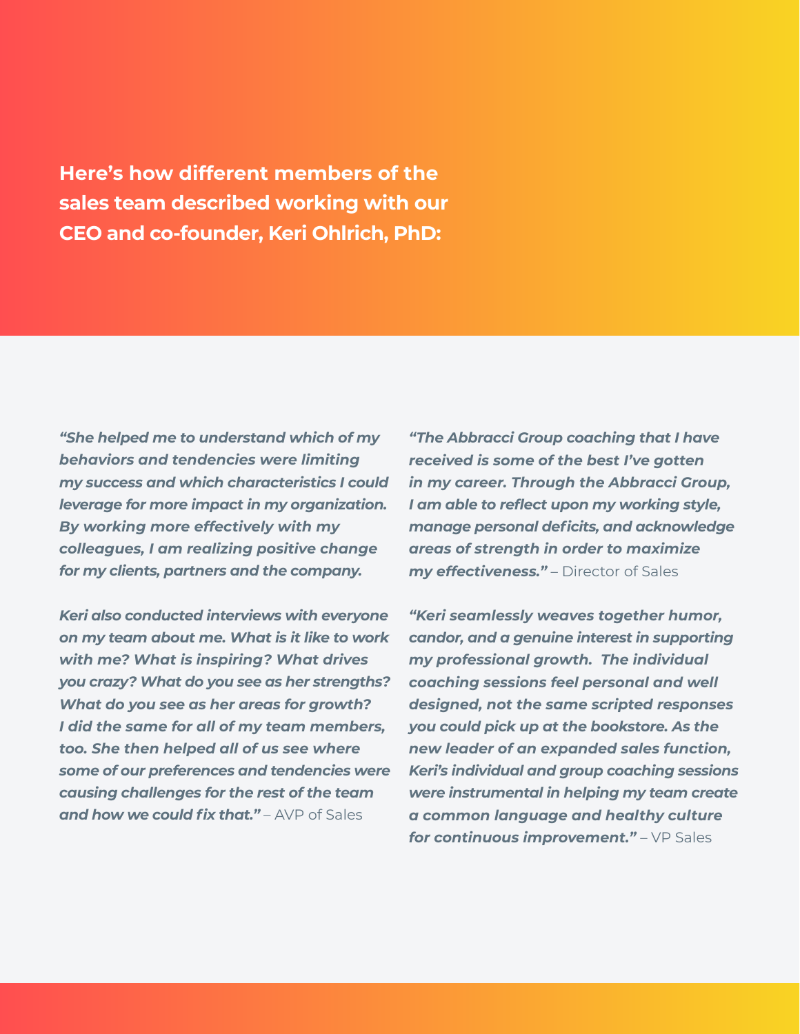**Here's how different members of the sales team described working with our CEO and co-founder, Keri Ohlrich, PhD:**

***"She helped me to understand which of my behaviors and tendencies were limiting my success and which characteristics I could leverage for more impact in my organization. By working more effectively with my colleagues, I am realizing positive change for my clients, partners and the company.***

***Keri also conducted interviews with everyone on my team about me. What is it like to work with me? What is inspiring? What drives you crazy? What do you see as her strengths? What do you see as her areas for growth? I did the same for all of my team members, too. She then helped all of us see where some of our preferences and tendencies were causing challenges for the rest of the team and how we could fix that."*** – AVP of Sales

***"The Abbracci Group coaching that I have received is some of the best I've gotten in my career. Through the Abbracci Group, I am able to reflect upon my working style, manage personal deficits, and acknowledge areas of strength in order to maximize my effectiveness."*** – Director of Sales

***"Keri seamlessly weaves together humor, candor, and a genuine interest in supporting my professional growth. The individual coaching sessions feel personal and well designed, not the same scripted responses you could pick up at the bookstore. As the new leader of an expanded sales function, Keri's individual and group coaching sessions were instrumental in helping my team create a common language and healthy culture for continuous improvement."*** – VP Sales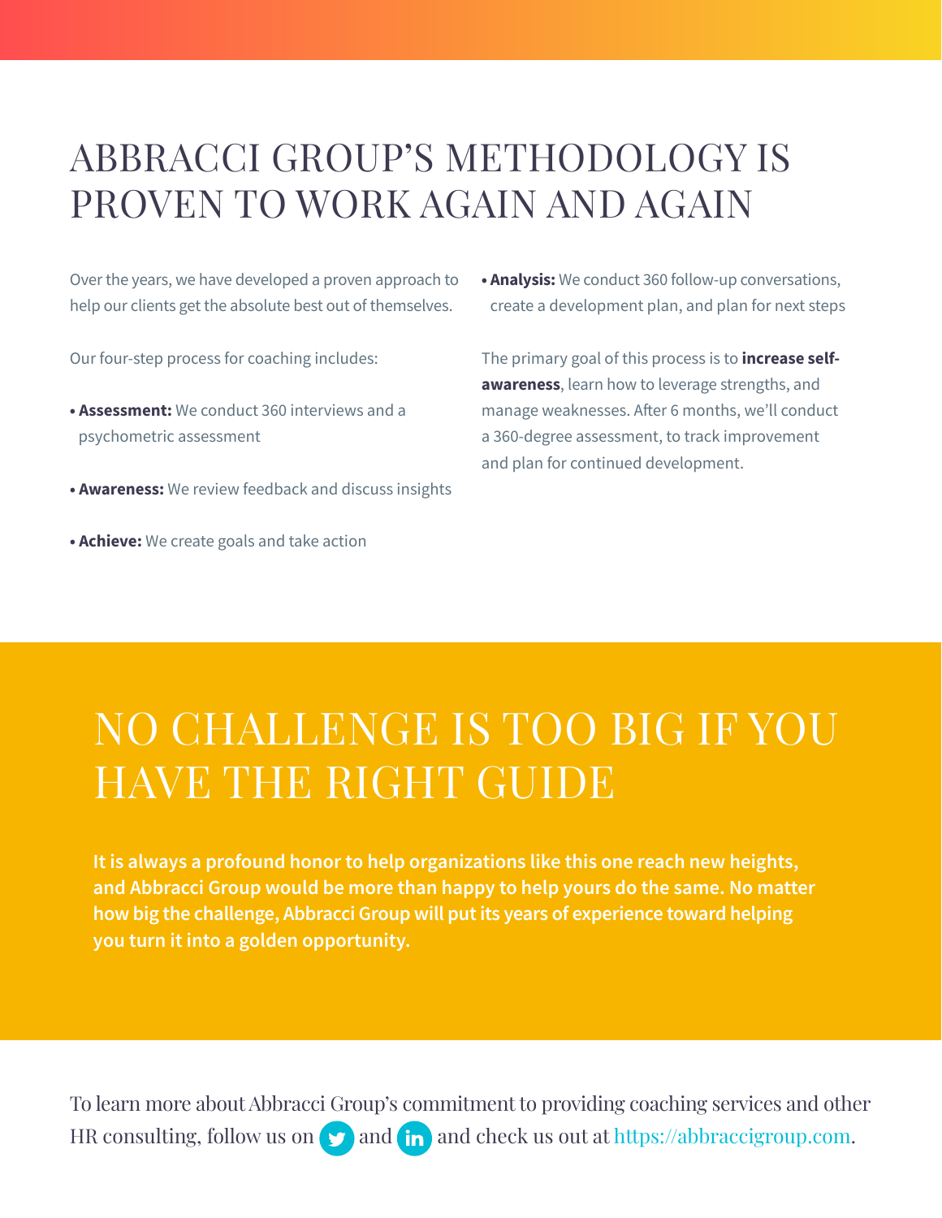# ABBRACCI GROUP'S METHODOLOGY IS PROVEN TO WORK AGAIN AND AGAIN

Over the years, we have developed a proven approach to help our clients get the absolute best out of themselves.

Our four-step process for coaching includes:

- **Assessment:** We conduct 360 interviews and a psychometric assessment
- **Awareness:** We review feedback and discuss insights
- **Achieve:** We create goals and take action
- **Analysis:** We conduct 360 follow-up conversations, create a development plan, and plan for next steps

The primary goal of this process is to **increase self-awareness**, learn how to leverage strengths, and manage weaknesses. After 6 months, we'll conduct a 360-degree assessment, to track improvement and plan for continued development.

# NO CHALLENGE IS TOO BIG IF YOU HAVE THE RIGHT GUIDE

**It is always a profound honor to help organizations like this one reach new heights, and Abbracci Group would be more than happy to help yours do the same. No matter how big the challenge, Abbracci Group will put its years of experience toward helping you turn it into a golden opportunity.**

To learn more about Abbracci Group's commitment to providing coaching services and other HR consulting, follow us on Twitter and LinkedIn and check us out at https://abbraccigroup.com.